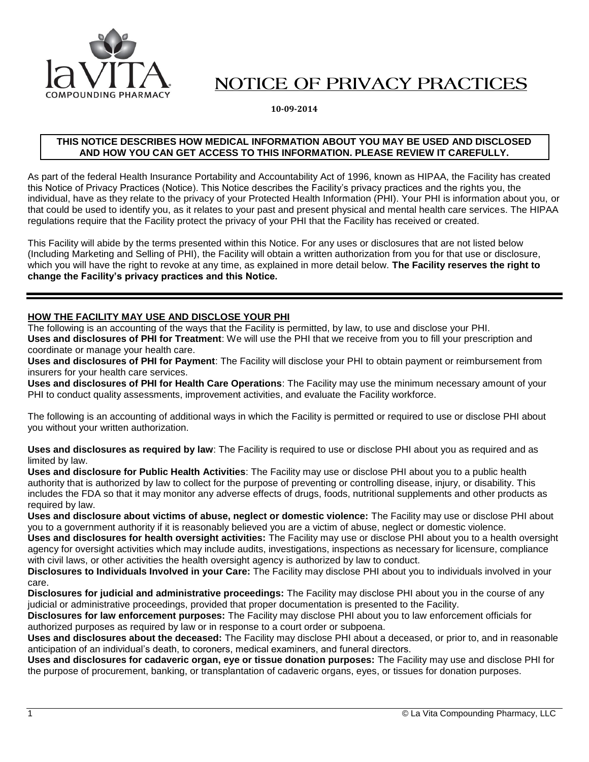# NOTICE OF PRIVACY PRACTICES

**10-09-2014**

**THIS NOTICE DESCRIBES HOW MEDICAL INFORMATION ABOUT YOU MAY BE USED AND DISCLOSED AND HOW YOU CAN GET ACCESS TO THIS INFORMATION. PLEASE REVIEW IT CAREFULLY.**

As part of the federal Health Insurance Portability and Accountability Act of 1996, known as HIPAA, the Facility has created this Notice of Privacy Practices (Notice). This Notice describes the Facility's privacy practices and the rights you, the individual, have as they relate to the privacy of your Protected Health Information (PHI). Your PHI is information about you, or that could be used to identify you, as it relates to your past and present physical and mental health care services. The HIPAA regulations require that the Facility protect the privacy of your PHI that the Facility has received or created.

This Facility will abide by the terms presented within this Notice. For any uses or disclosures that are not listed below (Including Marketing and Selling of PHI), the Facility will obtain a written authorization from you for that use or disclosure, which you will have the right to revoke at any time, as explained in more detail below. **The Facility reserves the right to change the Facility's privacy practices and this Notice.**

---

## HOW THE FACILITY MAY USE AND DISCLOSE YOUR PHI

The following is an accounting of the ways that the Facility is permitted, by law, to use and disclose your PHI.

**Uses and disclosures of PHI for Treatment**: We will use the PHI that we receive from you to fill your prescription and coordinate or manage your health care.

**Uses and disclosures of PHI for Payment**: The Facility will disclose your PHI to obtain payment or reimbursement from insurers for your health care services.

**Uses and disclosures of PHI for Health Care Operations**: The Facility may use the minimum necessary amount of your PHI to conduct quality assessments, improvement activities, and evaluate the Facility workforce.

The following is an accounting of additional ways in which the Facility is permitted or required to use or disclose PHI about you without your written authorization.

**Uses and disclosures as required by law**: The Facility is required to use or disclose PHI about you as required and as limited by law.

**Uses and disclosure for Public Health Activities**: The Facility may use or disclose PHI about you to a public health authority that is authorized by law to collect for the purpose of preventing or controlling disease, injury, or disability. This includes the FDA so that it may monitor any adverse effects of drugs, foods, nutritional supplements and other products as required by law.

**Uses and disclosure about victims of abuse, neglect or domestic violence:** The Facility may use or disclose PHI about you to a government authority if it is reasonably believed you are a victim of abuse, neglect or domestic violence.

**Uses and disclosures for health oversight activities:** The Facility may use or disclose PHI about you to a health oversight agency for oversight activities which may include audits, investigations, inspections as necessary for licensure, compliance with civil laws, or other activities the health oversight agency is authorized by law to conduct.

**Disclosures to Individuals Involved in your Care:** The Facility may disclose PHI about you to individuals involved in your care.

**Disclosures for judicial and administrative proceedings:** The Facility may disclose PHI about you in the course of any judicial or administrative proceedings, provided that proper documentation is presented to the Facility.

**Disclosures for law enforcement purposes:** The Facility may disclose PHI about you to law enforcement officials for authorized purposes as required by law or in response to a court order or subpoena.

**Uses and disclosures about the deceased:** The Facility may disclose PHI about a deceased, or prior to, and in reasonable anticipation of an individual's death, to coroners, medical examiners, and funeral directors.

**Uses and disclosures for cadaveric organ, eye or tissue donation purposes:** The Facility may use and disclose PHI for the purpose of procurement, banking, or transplantation of cadaveric organs, eyes, or tissues for donation purposes.

© La Vita Compounding Pharmacy, LLC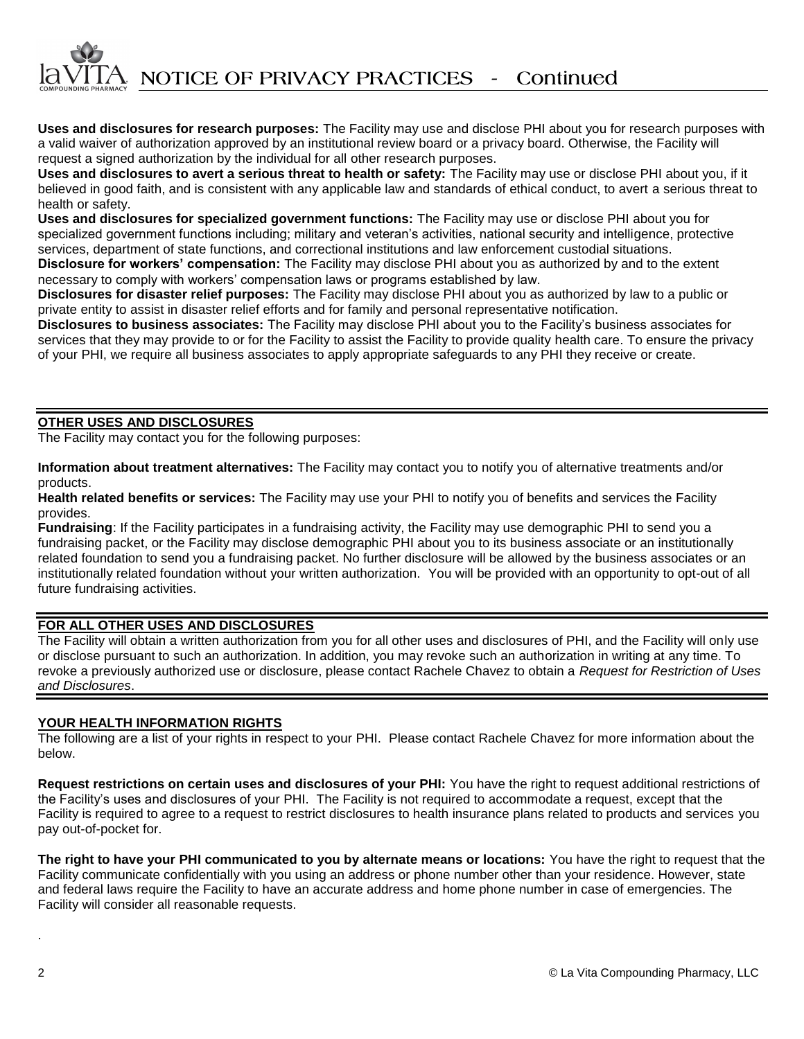**Uses and disclosures for research purposes:** The Facility may use and disclose PHI about you for research purposes with a valid waiver of authorization approved by an institutional review board or a privacy board. Otherwise, the Facility will request a signed authorization by the individual for all other research purposes.

**Uses and disclosures to avert a serious threat to health or safety:** The Facility may use or disclose PHI about you, if it believed in good faith, and is consistent with any applicable law and standards of ethical conduct, to avert a serious threat to health or safety.

**Uses and disclosures for specialized government functions:** The Facility may use or disclose PHI about you for specialized government functions including; military and veteran's activities, national security and intelligence, protective services, department of state functions, and correctional institutions and law enforcement custodial situations.

**Disclosure for workers' compensation:** The Facility may disclose PHI about you as authorized by and to the extent necessary to comply with workers' compensation laws or programs established by law.

**Disclosures for disaster relief purposes:** The Facility may disclose PHI about you as authorized by law to a public or private entity to assist in disaster relief efforts and for family and personal representative notification.

**Disclosures to business associates:** The Facility may disclose PHI about you to the Facility's business associates for services that they may provide to or for the Facility to assist the Facility to provide quality health care. To ensure the privacy of your PHI, we require all business associates to apply appropriate safeguards to any PHI they receive or create.

## OTHER USES AND DISCLOSURES

The Facility may contact you for the following purposes:

**Information about treatment alternatives:** The Facility may contact you to notify you of alternative treatments and/or products.

**Health related benefits or services:** The Facility may use your PHI to notify you of benefits and services the Facility provides.

**Fundraising**: If the Facility participates in a fundraising activity, the Facility may use demographic PHI to send you a fundraising packet, or the Facility may disclose demographic PHI about you to its business associate or an institutionally related foundation to send you a fundraising packet. No further disclosure will be allowed by the business associates or an institutionally related foundation without your written authorization. You will be provided with an opportunity to opt-out of all future fundraising activities.

## FOR ALL OTHER USES AND DISCLOSURES

The Facility will obtain a written authorization from you for all other uses and disclosures of PHI, and the Facility will only use or disclose pursuant to such an authorization. In addition, you may revoke such an authorization in writing at any time. To revoke a previously authorized use or disclosure, please contact Rachele Chavez to obtain a *Request for Restriction of Uses and Disclosures*.

## YOUR HEALTH INFORMATION RIGHTS

The following are a list of your rights in respect to your PHI. Please contact Rachele Chavez for more information about the below.

**Request restrictions on certain uses and disclosures of your PHI:** You have the right to request additional restrictions of the Facility's uses and disclosures of your PHI. The Facility is not required to accommodate a request, except that the Facility is required to agree to a request to restrict disclosures to health insurance plans related to products and services you pay out-of-pocket for.

**The right to have your PHI communicated to you by alternate means or locations:** You have the right to request that the Facility communicate confidentially with you using an address or phone number other than your residence. However, state and federal laws require the Facility to have an accurate address and home phone number in case of emergencies. The Facility will consider all reasonable requests.

.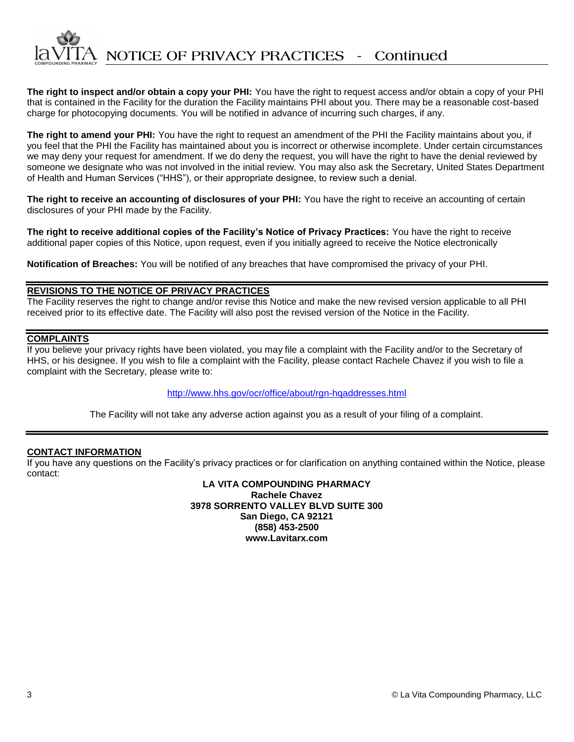**The right to inspect and/or obtain a copy your PHI:** You have the right to request access and/or obtain a copy of your PHI that is contained in the Facility for the duration the Facility maintains PHI about you. There may be a reasonable cost-based charge for photocopying documents. You will be notified in advance of incurring such charges, if any.

**The right to amend your PHI:** You have the right to request an amendment of the PHI the Facility maintains about you, if you feel that the PHI the Facility has maintained about you is incorrect or otherwise incomplete. Under certain circumstances we may deny your request for amendment. If we do deny the request, you will have the right to have the denial reviewed by someone we designate who was not involved in the initial review. You may also ask the Secretary, United States Department of Health and Human Services ("HHS"), or their appropriate designee, to review such a denial.

**The right to receive an accounting of disclosures of your PHI:** You have the right to receive an accounting of certain disclosures of your PHI made by the Facility.

**The right to receive additional copies of the Facility's Notice of Privacy Practices:** You have the right to receive additional paper copies of this Notice, upon request, even if you initially agreed to receive the Notice electronically

**Notification of Breaches:** You will be notified of any breaches that have compromised the privacy of your PHI.

## REVISIONS TO THE NOTICE OF PRIVACY PRACTICES

The Facility reserves the right to change and/or revise this Notice and make the new revised version applicable to all PHI received prior to its effective date. The Facility will also post the revised version of the Notice in the Facility.

## COMPLAINTS

If you believe your privacy rights have been violated, you may file a complaint with the Facility and/or to the Secretary of HHS, or his designee. If you wish to file a complaint with the Facility, please contact Rachele Chavez if you wish to file a complaint with the Secretary, please write to:

http://www.hhs.gov/ocr/office/about/rgn-hqaddresses.html

The Facility will not take any adverse action against you as a result of your filing of a complaint.

## CONTACT INFORMATION

If you have any questions on the Facility's privacy practices or for clarification on anything contained within the Notice, please contact:

**LA VITA COMPOUNDING PHARMACY**
**Rachele Chavez**
**3978 SORRENTO VALLEY BLVD SUITE 300**
**San Diego, CA 92121**
**(858) 453-2500**
**www.Lavitarx.com**